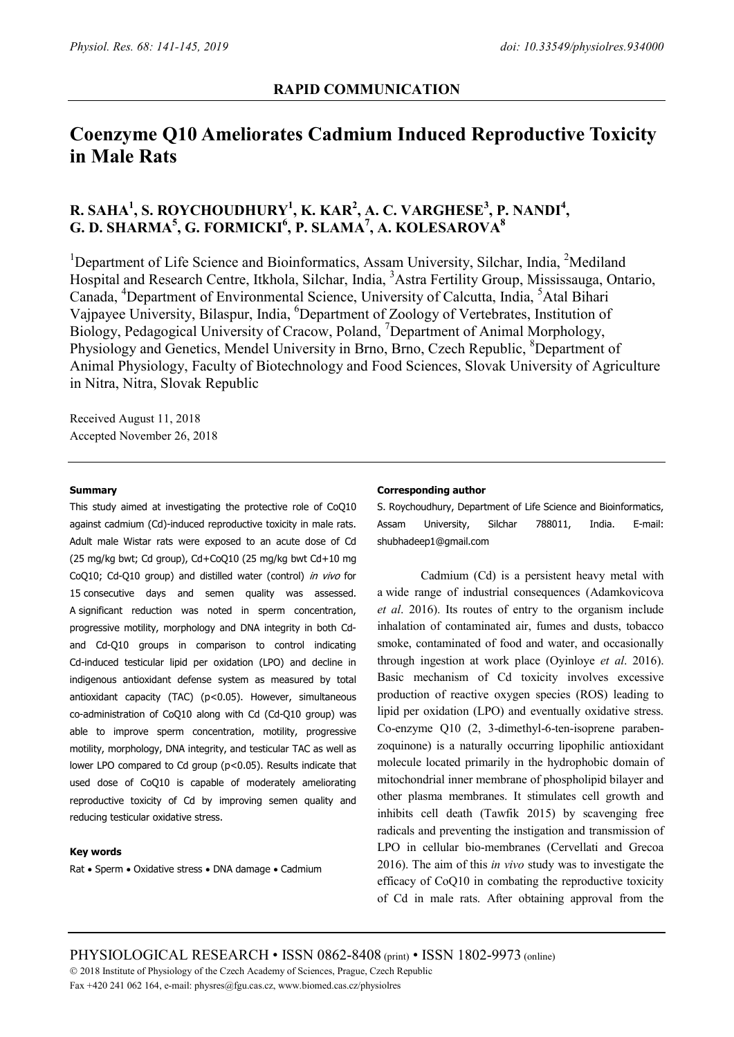**RAPID COMMUNICATION**

# Coenzyme Q10 Ameliorates Cadmium Induced Reproductive Toxicity in Male Rats

## R. SAHA[1], S. ROYCHOUDHURY[1], K. KAR[2], A. C. VARGHESE[3], P. NANDI[4], G. D. SHARMA[5], G. FORMICKI[6], P. SLAMA[7], A. KOLESAROVA[8]

[1]Department of Life Science and Bioinformatics, Assam University, Silchar, India, [2]Mediland Hospital and Research Centre, Itkhola, Silchar, India, [3]Astra Fertility Group, Mississauga, Ontario, Canada, [4]Department of Environmental Science, University of Calcutta, India, [5]Atal Bihari Vajpayee University, Bilaspur, India, [6]Department of Zoology of Vertebrates, Institution of Biology, Pedagogical University of Cracow, Poland, [7]Department of Animal Morphology, Physiology and Genetics, Mendel University in Brno, Brno, Czech Republic, [8]Department of Animal Physiology, Faculty of Biotechnology and Food Sciences, Slovak University of Agriculture in Nitra, Nitra, Slovak Republic

Received August 11, 2018
Accepted November 26, 2018

### Summary

This study aimed at investigating the protective role of CoQ10 against cadmium (Cd)-induced reproductive toxicity in male rats. Adult male Wistar rats were exposed to an acute dose of Cd (25 mg/kg bwt; Cd group), Cd+CoQ10 (25 mg/kg bwt Cd+10 mg CoQ10; Cd-Q10 group) and distilled water (control) *in vivo* for 15 consecutive days and semen quality was assessed. A significant reduction was noted in sperm concentration, progressive motility, morphology and DNA integrity in both Cd- and Cd-Q10 groups in comparison to control indicating Cd-induced testicular lipid per oxidation (LPO) and decline in indigenous antioxidant defense system as measured by total antioxidant capacity (TAC) ($p<0.05$). However, simultaneous co-administration of CoQ10 along with Cd (Cd-Q10 group) was able to improve sperm concentration, motility, progressive motility, morphology, DNA integrity, and testicular TAC as well as lower LPO compared to Cd group ($p<0.05$). Results indicate that used dose of CoQ10 is capable of moderately ameliorating reproductive toxicity of Cd by improving semen quality and reducing testicular oxidative stress.

### Key words

Rat • Sperm • Oxidative stress • DNA damage • Cadmium

### Corresponding author

S. Roychoudhury, Department of Life Science and Bioinformatics, Assam University, Silchar 788011, India. E-mail: shubhadeep1@gmail.com

Cadmium (Cd) is a persistent heavy metal with a wide range of industrial consequences (Adamkovicova *et al*. 2016). Its routes of entry to the organism include inhalation of contaminated air, fumes and dusts, tobacco smoke, contaminated of food and water, and occasionally through ingestion at work place (Oyinloye *et al*. 2016). Basic mechanism of Cd toxicity involves excessive production of reactive oxygen species (ROS) leading to lipid per oxidation (LPO) and eventually oxidative stress. Co-enzyme Q10 (2, 3-dimethyl-6-ten-isoprene paraben-zoquinone) is a naturally occurring lipophilic antioxidant molecule located primarily in the hydrophobic domain of mitochondrial inner membrane of phospholipid bilayer and other plasma membranes. It stimulates cell growth and inhibits cell death (Tawfik 2015) by scavenging free radicals and preventing the instigation and transmission of LPO in cellular bio-membranes (Cervellati and Grecoa 2016). The aim of this *in vivo* study was to investigate the efficacy of CoQ10 in combating the reproductive toxicity of Cd in male rats. After obtaining approval from the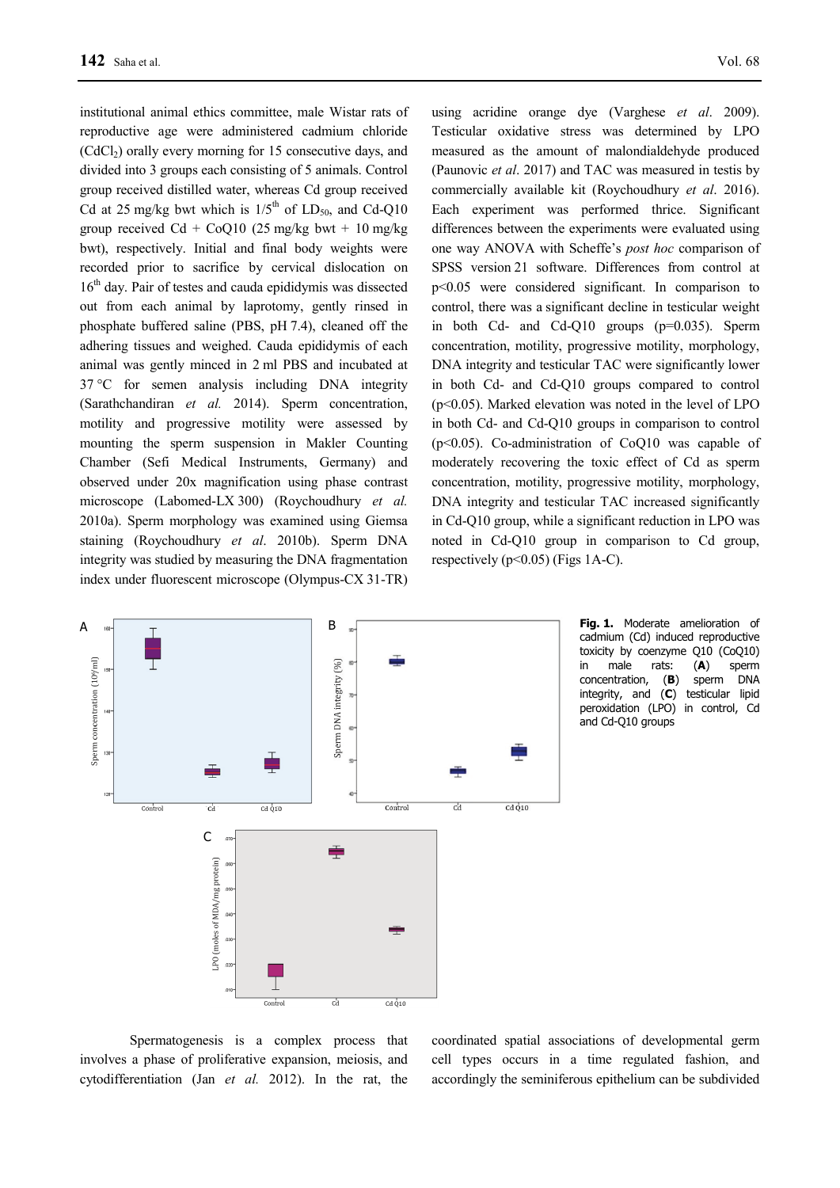institutional animal ethics committee, male Wistar rats of reproductive age were administered cadmium chloride ($CdCl_2$) orally every morning for 15 consecutive days, and divided into 3 groups each consisting of 5 animals. Control group received distilled water, whereas Cd group received Cd at 25 mg/kg bwt which is 1/5$^{th}$ of $LD_{50}$, and Cd-Q10 group received Cd + CoQ10 (25 mg/kg bwt + 10 mg/kg bwt), respectively. Initial and final body weights were recorded prior to sacrifice by cervical dislocation on 16$^{th}$ day. Pair of testes and cauda epididymis was dissected out from each animal by laprotomy, gently rinsed in phosphate buffered saline (PBS, pH 7.4), cleaned off the adhering tissues and weighed. Cauda epididymis of each animal was gently minced in 2 ml PBS and incubated at 37 °C for semen analysis including DNA integrity (Sarathchandiran *et al.* 2014). Sperm concentration, motility and progressive motility were assessed by mounting the sperm suspension in Makler Counting Chamber (Sefi Medical Instruments, Germany) and observed under 20x magnification using phase contrast microscope (Labomed-LX 300) (Roychoudhury *et al.* 2010a). Sperm morphology was examined using Giemsa staining (Roychoudhury *et al.* 2010b). Sperm DNA integrity was studied by measuring the DNA fragmentation index under fluorescent microscope (Olympus-CX 31-TR) using acridine orange dye (Varghese *et al.* 2009). Testicular oxidative stress was determined by LPO measured as the amount of malondialdehyde produced (Paunovic *et al.* 2017) and TAC was measured in testis by commercially available kit (Roychoudhury *et al.* 2016). Each experiment was performed thrice. Significant differences between the experiments were evaluated using one way ANOVA with Scheffe's *post hoc* comparison of SPSS version 21 software. Differences from control at $p<0.05$ were considered significant. In comparison to control, there was a significant decline in testicular weight in both Cd- and Cd-Q10 groups ($p=0.035$). Sperm concentration, motility, progressive motility, morphology, DNA integrity and testicular TAC were significantly lower in both Cd- and Cd-Q10 groups compared to control ($p<0.05$). Marked elevation was noted in the level of LPO in both Cd- and Cd-Q10 groups in comparison to control ($p<0.05$). Co-administration of CoQ10 was capable of moderately recovering the toxic effect of Cd as sperm concentration, motility, progressive motility, morphology, DNA integrity and testicular TAC increased significantly in Cd-Q10 group, while a significant reduction in LPO was noted in Cd-Q10 group in comparison to Cd group, respectively ($p<0.05$) (Figs 1A-C).

**Fig. 1.** Moderate amelioration of cadmium (Cd) induced reproductive toxicity by coenzyme Q10 (CoQ10) in male rats: (**A**) sperm concentration, (**B**) sperm DNA integrity, and (**C**) testicular lipid peroxidation (LPO) in control, Cd and Cd-Q10 groups

Spermatogenesis is a complex process that involves a phase of proliferative expansion, meiosis, and cytodifferentiation (Jan *et al.* 2012). In the rat, the coordinated spatial associations of developmental germ cell types occurs in a time regulated fashion, and accordingly the seminiferous epithelium can be subdivided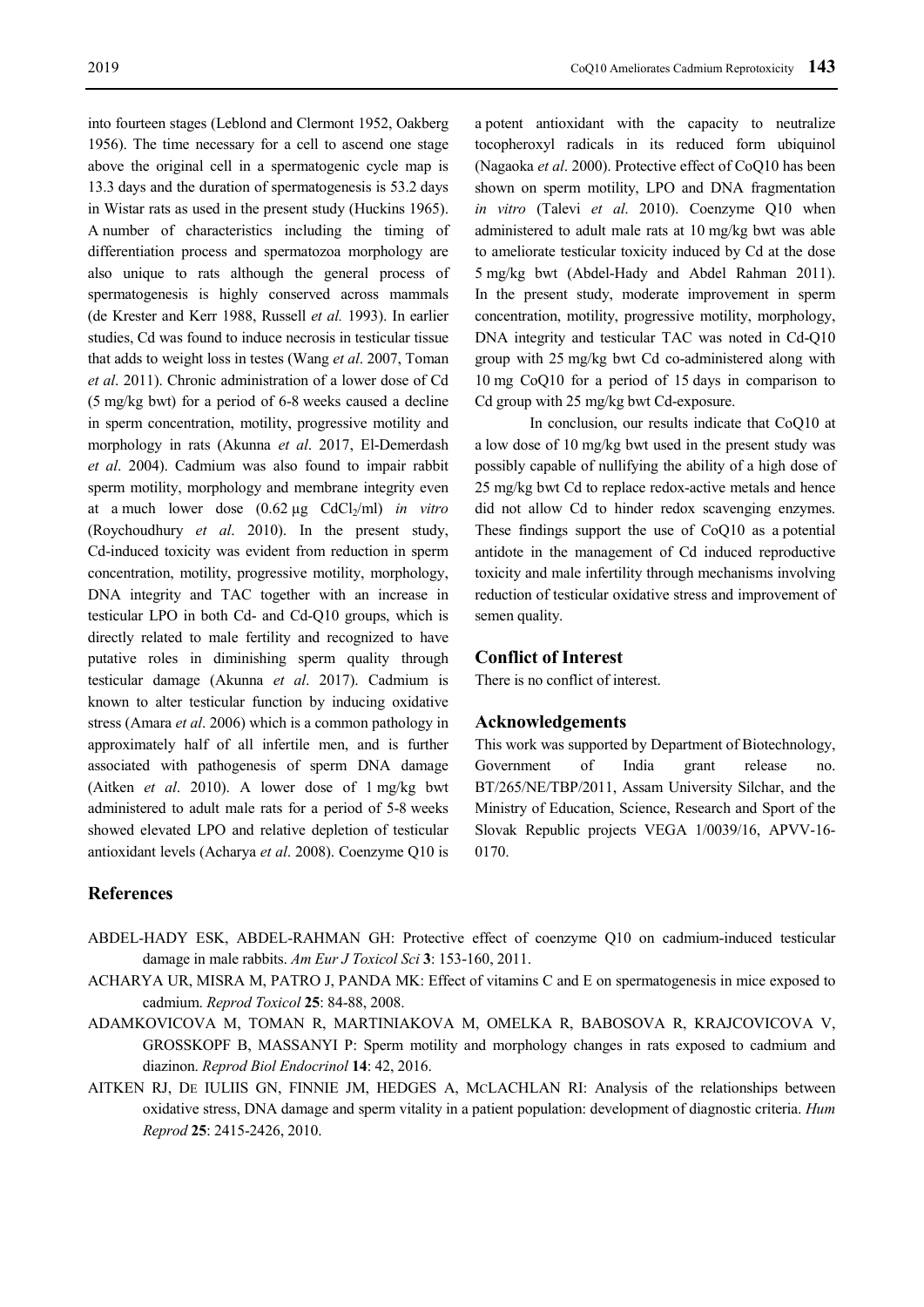into fourteen stages (Leblond and Clermont 1952, Oakberg 1956). The time necessary for a cell to ascend one stage above the original cell in a spermatogenic cycle map is 13.3 days and the duration of spermatogenesis is 53.2 days in Wistar rats as used in the present study (Huckins 1965). A number of characteristics including the timing of differentiation process and spermatozoa morphology are also unique to rats although the general process of spermatogenesis is highly conserved across mammals (de Krester and Kerr 1988, Russell *et al.* 1993). In earlier studies, Cd was found to induce necrosis in testicular tissue that adds to weight loss in testes (Wang *et al*. 2007, Toman *et al*. 2011). Chronic administration of a lower dose of Cd (5 mg/kg bwt) for a period of 6-8 weeks caused a decline in sperm concentration, motility, progressive motility and morphology in rats (Akunna *et al*. 2017, El-Demerdash *et al*. 2004). Cadmium was also found to impair rabbit sperm motility, morphology and membrane integrity even at a much lower dose (0.62 µg $CdCl_2$/ml) *in vitro* (Roychoudhury *et al*. 2010). In the present study, Cd-induced toxicity was evident from reduction in sperm concentration, motility, progressive motility, morphology, DNA integrity and TAC together with an increase in testicular LPO in both Cd- and Cd-Q10 groups, which is directly related to male fertility and recognized to have putative roles in diminishing sperm quality through testicular damage (Akunna *et al*. 2017). Cadmium is known to alter testicular function by inducing oxidative stress (Amara *et al*. 2006) which is a common pathology in approximately half of all infertile men, and is further associated with pathogenesis of sperm DNA damage (Aitken *et al*. 2010). A lower dose of 1 mg/kg bwt administered to adult male rats for a period of 5-8 weeks showed elevated LPO and relative depletion of testicular antioxidant levels (Acharya *et al*. 2008). Coenzyme Q10 is a potent antioxidant with the capacity to neutralize tocopheroxyl radicals in its reduced form ubiquinol (Nagaoka *et al*. 2000). Protective effect of CoQ10 has been shown on sperm motility, LPO and DNA fragmentation *in vitro* (Talevi *et al*. 2010). Coenzyme Q10 when administered to adult male rats at 10 mg/kg bwt was able to ameliorate testicular toxicity induced by Cd at the dose 5 mg/kg bwt (Abdel-Hady and Abdel Rahman 2011). In the present study, moderate improvement in sperm concentration, motility, progressive motility, morphology, DNA integrity and testicular TAC was noted in Cd-Q10 group with 25 mg/kg bwt Cd co-administered along with 10 mg CoQ10 for a period of 15 days in comparison to Cd group with 25 mg/kg bwt Cd-exposure.

In conclusion, our results indicate that CoQ10 at a low dose of 10 mg/kg bwt used in the present study was possibly capable of nullifying the ability of a high dose of 25 mg/kg bwt Cd to replace redox-active metals and hence did not allow Cd to hinder redox scavenging enzymes. These findings support the use of CoQ10 as a potential antidote in the management of Cd induced reproductive toxicity and male infertility through mechanisms involving reduction of testicular oxidative stress and improvement of semen quality.

## Conflict of Interest

There is no conflict of interest.

## Acknowledgements

This work was supported by Department of Biotechnology, Government of India grant release no. BT/265/NE/TBP/2011, Assam University Silchar, and the Ministry of Education, Science, Research and Sport of the Slovak Republic projects VEGA 1/0039/16, APVV-16-0170.

## References

ABDEL-HADY ESK, ABDEL-RAHMAN GH: Protective effect of coenzyme Q10 on cadmium-induced testicular damage in male rabbits. *Am Eur J Toxicol Sci* **3**: 153-160, 2011.

ACHARYA UR, MISRA M, PATRO J, PANDA MK: Effect of vitamins C and E on spermatogenesis in mice exposed to cadmium. *Reprod Toxicol* **25**: 84-88, 2008.

ADAMKOVICOVA M, TOMAN R, MARTINIAKOVA M, OMELKA R, BABOSOVA R, KRAJCOVICOVA V, GROSSKOPF B, MASSANYI P: Sperm motility and morphology changes in rats exposed to cadmium and diazinon. *Reprod Biol Endocrinol* **14**: 42, 2016.

AITKEN RJ, DE IULIIS GN, FINNIE JM, HEDGES A, MCLACHLAN RI: Analysis of the relationships between oxidative stress, DNA damage and sperm vitality in a patient population: development of diagnostic criteria. *Hum Reprod* **25**: 2415-2426, 2010.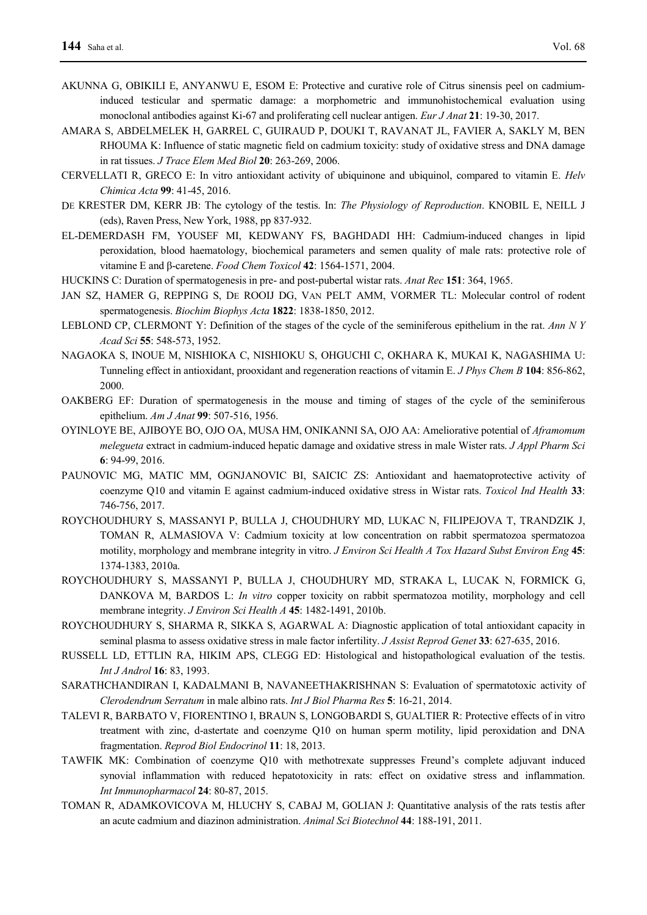AKUNNA G, OBIKILI E, ANYANWU E, ESOM E: Protective and curative role of Citrus sinensis peel on cadmium-induced testicular and spermatic damage: a morphometric and immunohistochemical evaluation using monoclonal antibodies against Ki-67 and proliferating cell nuclear antigen. *Eur J Anat* **21**: 19-30, 2017.

AMARA S, ABDELMELEK H, GARREL C, GUIRAUD P, DOUKI T, RAVANAT JL, FAVIER A, SAKLY M, BEN RHOUMA K: Influence of static magnetic field on cadmium toxicity: study of oxidative stress and DNA damage in rat tissues. *J Trace Elem Med Biol* **20**: 263-269, 2006.

CERVELLATI R, GRECO E: In vitro antioxidant activity of ubiquinone and ubiquinol, compared to vitamin E. *Helv Chimica Acta* **99**: 41-45, 2016.

DE KRESTER DM, KERR JB: The cytology of the testis. In: *The Physiology of Reproduction*. KNOBIL E, NEILL J (eds), Raven Press, New York, 1988, pp 837-932.

EL-DEMERDASH FM, YOUSEF MI, KEDWANY FS, BAGHDADI HH: Cadmium-induced changes in lipid peroxidation, blood haematology, biochemical parameters and semen quality of male rats: protective role of vitamine E and β-caretene. *Food Chem Toxicol* **42**: 1564-1571, 2004.

HUCKINS C: Duration of spermatogenesis in pre- and post-pubertal wistar rats. *Anat Rec* **151**: 364, 1965.

JAN SZ, HAMER G, REPPING S, DE ROOIJ DG, VAN PELT AMM, VORMER TL: Molecular control of rodent spermatogenesis. *Biochim Biophys Acta* **1822**: 1838-1850, 2012.

LEBLOND CP, CLERMONT Y: Definition of the stages of the cycle of the seminiferous epithelium in the rat. *Ann N Y Acad Sci* **55**: 548-573, 1952.

NAGAOKA S, INOUE M, NISHIOKA C, NISHIOKU S, OHGUCHI C, OKHARA K, MUKAI K, NAGASHIMA U: Tunneling effect in antioxidant, prooxidant and regeneration reactions of vitamin E. *J Phys Chem B* **104**: 856-862, 2000.

OAKBERG EF: Duration of spermatogenesis in the mouse and timing of stages of the cycle of the seminiferous epithelium. *Am J Anat* **99**: 507-516, 1956.

OYINLOYE BE, AJIBOYE BO, OJO OA, MUSA HM, ONIKANNI SA, OJO AA: Ameliorative potential of *Aframomum melegueta* extract in cadmium-induced hepatic damage and oxidative stress in male Wister rats. *J Appl Pharm Sci* **6**: 94-99, 2016.

PAUNOVIC MG, MATIC MM, OGNJANOVIC BI, SAICIC ZS: Antioxidant and haematoprotective activity of coenzyme Q10 and vitamin E against cadmium-induced oxidative stress in Wistar rats. *Toxicol Ind Health* **33**: 746-756, 2017.

ROYCHOUDHURY S, MASSANYI P, BULLA J, CHOUDHURY MD, LUKAC N, FILIPEJOVA T, TRANDZIK J, TOMAN R, ALMASIOVA V: Cadmium toxicity at low concentration on rabbit spermatozoa spermatozoa motility, morphology and membrane integrity in vitro. *J Environ Sci Health A Tox Hazard Subst Environ Eng* **45**: 1374-1383, 2010a.

ROYCHOUDHURY S, MASSANYI P, BULLA J, CHOUDHURY MD, STRAKA L, LUCAK N, FORMICK G, DANKOVA M, BARDOS L: *In vitro* copper toxicity on rabbit spermatozoa motility, morphology and cell membrane integrity. *J Environ Sci Health A* **45**: 1482-1491, 2010b.

ROYCHOUDHURY S, SHARMA R, SIKKA S, AGARWAL A: Diagnostic application of total antioxidant capacity in seminal plasma to assess oxidative stress in male factor infertility. *J Assist Reprod Genet* **33**: 627-635, 2016.

RUSSELL LD, ETTLIN RA, HIKIM APS, CLEGG ED: Histological and histopathological evaluation of the testis. *Int J Androl* **16**: 83, 1993.

SARATHCHANDIRAN I, KADALMANI B, NAVANEETHAKRISHNAN S: Evaluation of spermatotoxic activity of *Clerodendrum Serratum* in male albino rats. *Int J Biol Pharma Res* **5**: 16-21, 2014.

TALEVI R, BARBATO V, FIORENTINO I, BRAUN S, LONGOBARDI S, GUALTIER R: Protective effects of in vitro treatment with zinc, d-astertate and coenzyme Q10 on human sperm motility, lipid peroxidation and DNA fragmentation. *Reprod Biol Endocrinol* **11**: 18, 2013.

TAWFIK MK: Combination of coenzyme Q10 with methotrexate suppresses Freund's complete adjuvant induced synovial inflammation with reduced hepatotoxicity in rats: effect on oxidative stress and inflammation. *Int Immunopharmacol* **24**: 80-87, 2015.

TOMAN R, ADAMKOVICOVA M, HLUCHY S, CABAJ M, GOLIAN J: Quantitative analysis of the rats testis after an acute cadmium and diazinon administration. *Animal Sci Biotechnol* **44**: 188-191, 2011.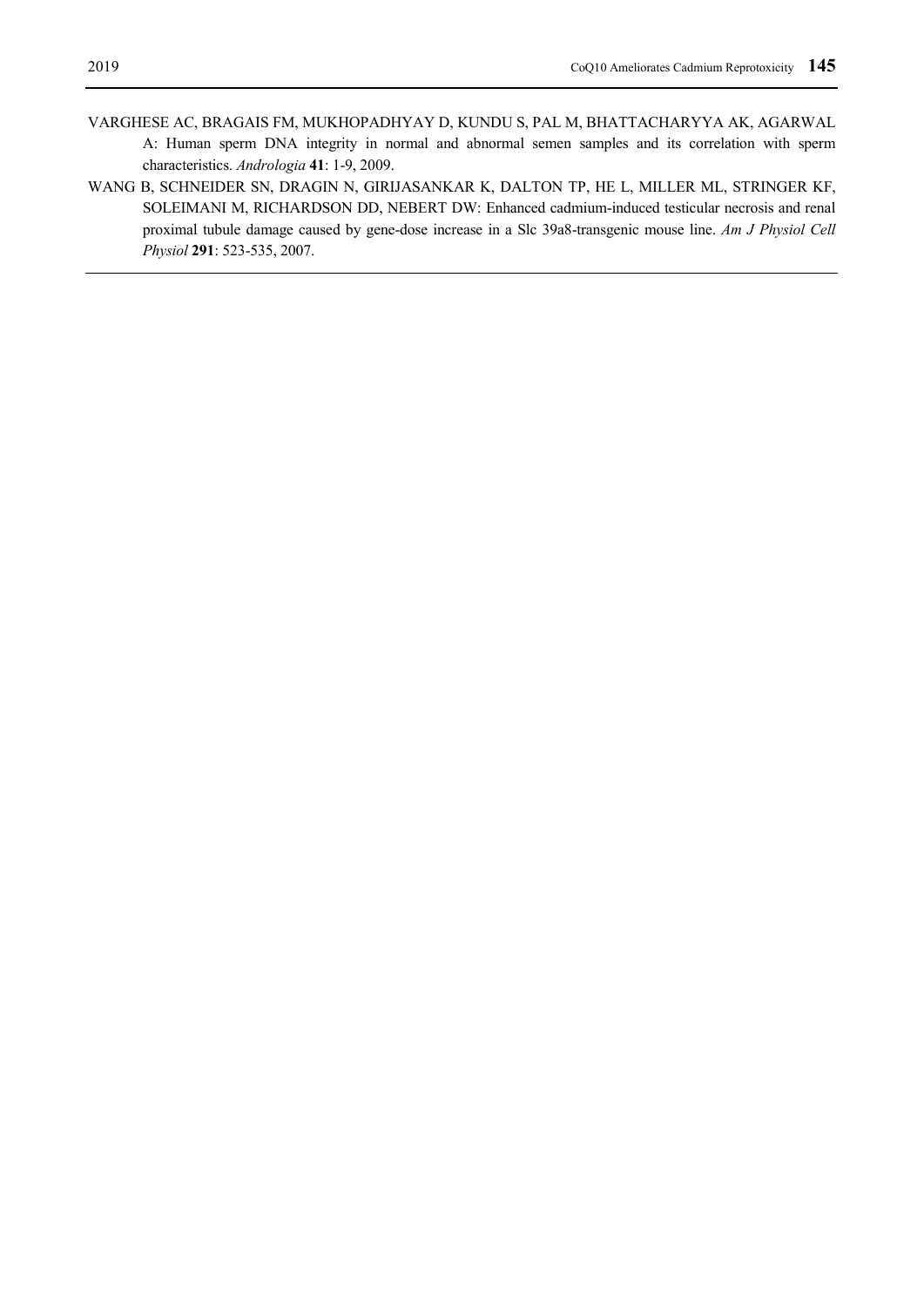VARGHESE AC, BRAGAIS FM, MUKHOPADHYAY D, KUNDU S, PAL M, BHATTACHARYYA AK, AGARWAL A: Human sperm DNA integrity in normal and abnormal semen samples and its correlation with sperm characteristics. *Andrologia* **41**: 1-9, 2009.

WANG B, SCHNEIDER SN, DRAGIN N, GIRIJASANKAR K, DALTON TP, HE L, MILLER ML, STRINGER KF, SOLEIMANI M, RICHARDSON DD, NEBERT DW: Enhanced cadmium-induced testicular necrosis and renal proximal tubule damage caused by gene-dose increase in a Slc 39a8-transgenic mouse line. *Am J Physiol Cell Physiol* **291**: 523-535, 2007.